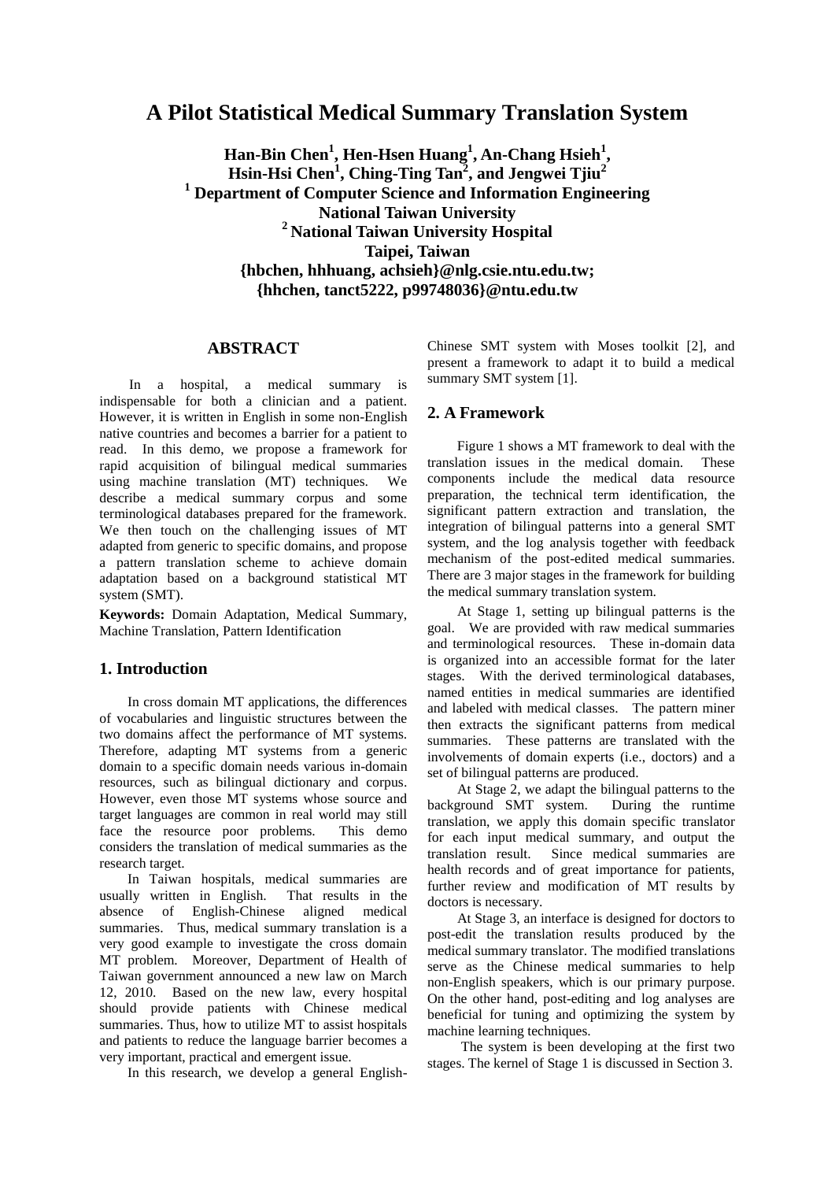# A Pilot Statistical Medical Summary Translation System

**Han-Bin Chen[1], Hen-Hsen Huang[1], An-Chang Hsieh[1], Hsin-Hsi Chen[1], Ching-Ting Tan[2], and Jengwei Tjiu[2]**
**[1] Department of Computer Science and Information Engineering**
**National Taiwan University**
**[2] National Taiwan University Hospital**
**Taipei, Taiwan**
**{hbchen, hhhuang, achsieh}@nlg.csie.ntu.edu.tw;**
**{hhchen, tanct5222, p99748036}@ntu.edu.tw**

## ABSTRACT

In a hospital, a medical summary is indispensable for both a clinician and a patient. However, it is written in English in some non-English native countries and becomes a barrier for a patient to read. In this demo, we propose a framework for rapid acquisition of bilingual medical summaries using machine translation (MT) techniques. We describe a medical summary corpus and some terminological databases prepared for the framework. We then touch on the challenging issues of MT adapted from generic to specific domains, and propose a pattern translation scheme to achieve domain adaptation based on a background statistical MT system (SMT).

**Keywords:** Domain Adaptation, Medical Summary, Machine Translation, Pattern Identification

## 1. Introduction

In cross domain MT applications, the differences of vocabularies and linguistic structures between the two domains affect the performance of MT systems. Therefore, adapting MT systems from a generic domain to a specific domain needs various in-domain resources, such as bilingual dictionary and corpus. However, even those MT systems whose source and target languages are common in real world may still face the resource poor problems. This demo considers the translation of medical summaries as the research target.

In Taiwan hospitals, medical summaries are usually written in English. That results in the absence of English-Chinese aligned medical summaries. Thus, medical summary translation is a very good example to investigate the cross domain MT problem. Moreover, Department of Health of Taiwan government announced a new law on March 12, 2010. Based on the new law, every hospital should provide patients with Chinese medical summaries. Thus, how to utilize MT to assist hospitals and patients to reduce the language barrier becomes a very important, practical and emergent issue.

In this research, we develop a general English-Chinese SMT system with Moses toolkit [2], and present a framework to adapt it to build a medical summary SMT system [1].

## 2. A Framework

Figure 1 shows a MT framework to deal with the translation issues in the medical domain. These components include the medical data resource preparation, the technical term identification, the significant pattern extraction and translation, the integration of bilingual patterns into a general SMT system, and the log analysis together with feedback mechanism of the post-edited medical summaries. There are 3 major stages in the framework for building the medical summary translation system.

At Stage 1, setting up bilingual patterns is the goal. We are provided with raw medical summaries and terminological resources. These in-domain data is organized into an accessible format for the later stages. With the derived terminological databases, named entities in medical summaries are identified and labeled with medical classes. The pattern miner then extracts the significant patterns from medical summaries. These patterns are translated with the involvements of domain experts (i.e., doctors) and a set of bilingual patterns are produced.

At Stage 2, we adapt the bilingual patterns to the background SMT system. During the runtime translation, we apply this domain specific translator for each input medical summary, and output the translation result. Since medical summaries are health records and of great importance for patients, further review and modification of MT results by doctors is necessary.

At Stage 3, an interface is designed for doctors to post-edit the translation results produced by the medical summary translator. The modified translations serve as the Chinese medical summaries to help non-English speakers, which is our primary purpose. On the other hand, post-editing and log analyses are beneficial for tuning and optimizing the system by machine learning techniques.

The system is been developing at the first two stages. The kernel of Stage 1 is discussed in Section 3.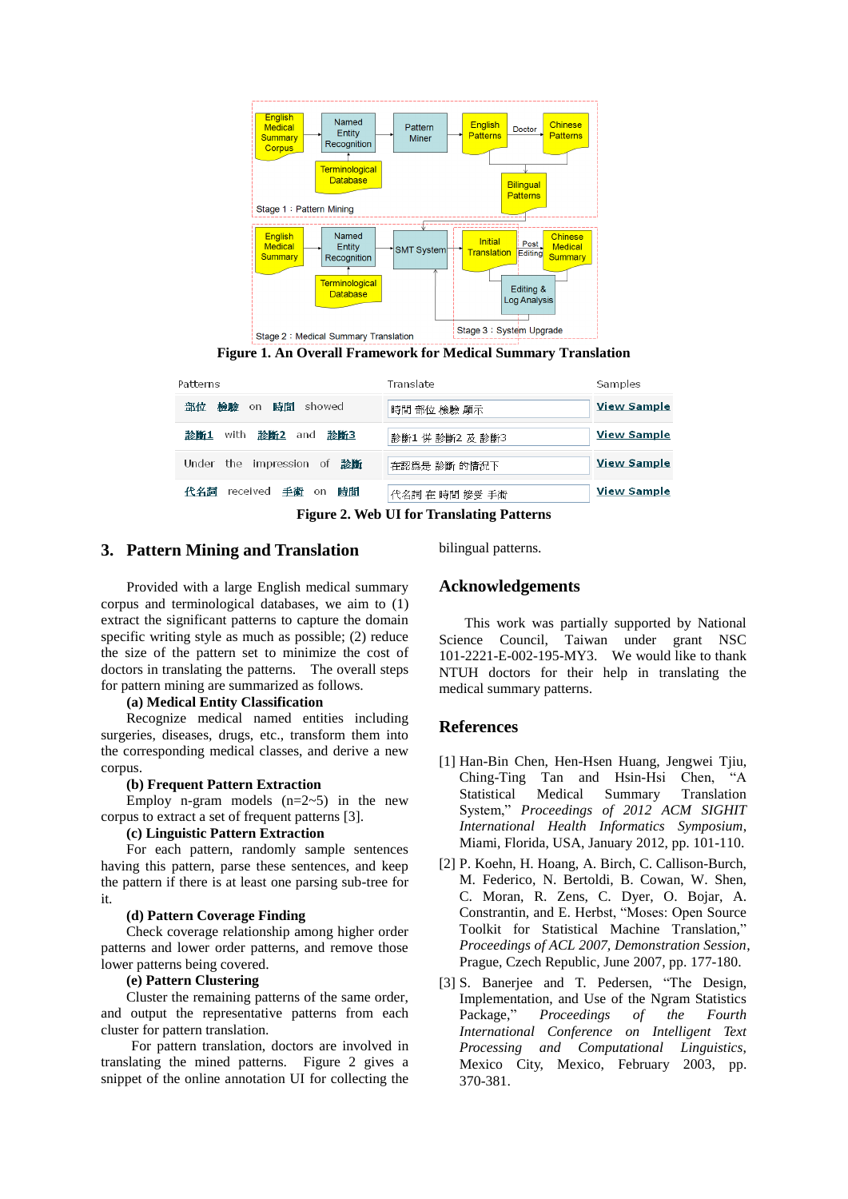Stage 1：Pattern Mining

English Medical Summary Corpus

Named Entity Recognition

Terminological Database

Pattern Miner

English Patterns

Doctor

Chinese Patterns

Bilingual Patterns

Stage 2：Medical Summary Translation

English Medical Summary

Named Entity Recognition

Terminological Database

SMT System

Initial Translation

Post Editing

Chinese Medical Summary

Editing & Log Analysis

Stage 3：System Upgrade

**Figure 1. An Overall Framework for Medical Summary Translation**

| Patterns | Translate | Samples |
|---|---|---|
| 部位 檢驗 on 時間 showed | 時間 部位 檢驗 顯示 | View Sample |
| 診斷1 with 診斷2 and 診斷3 | 診斷1 併 診斷2 及 診斷3 | View Sample |
| Under the impression of 診斷 | 在認爲是 診斷 的情況下 | View Sample |
| 代名詞 received 手術 on 時間 | 代名詞 在 時間 接受 手術 | View Sample |

**Figure 2. Web UI for Translating Patterns**

## 3. Pattern Mining and Translation

Provided with a large English medical summary corpus and terminological databases, we aim to (1) extract the significant patterns to capture the domain specific writing style as much as possible; (2) reduce the size of the pattern set to minimize the cost of doctors in translating the patterns. The overall steps for pattern mining are summarized as follows.

**(a) Medical Entity Classification**

Recognize medical named entities including surgeries, diseases, drugs, etc., transform them into the corresponding medical classes, and derive a new corpus.

**(b) Frequent Pattern Extraction**

Employ n-gram models (n=2~5) in the new corpus to extract a set of frequent patterns [3].

**(c) Linguistic Pattern Extraction**

For each pattern, randomly sample sentences having this pattern, parse these sentences, and keep the pattern if there is at least one parsing sub-tree for it.

**(d) Pattern Coverage Finding**

Check coverage relationship among higher order patterns and lower order patterns, and remove those lower patterns being covered.

**(e) Pattern Clustering**

Cluster the remaining patterns of the same order, and output the representative patterns from each cluster for pattern translation.

For pattern translation, doctors are involved in translating the mined patterns. Figure 2 gives a snippet of the online annotation UI for collecting the bilingual patterns.

## Acknowledgements

This work was partially supported by National Science Council, Taiwan under grant NSC 101-2221-E-002-195-MY3. We would like to thank NTUH doctors for their help in translating the medical summary patterns.

## References

[1] Han-Bin Chen, Hen-Hsen Huang, Jengwei Tjiu, Ching-Ting Tan and Hsin-Hsi Chen, "A Statistical Medical Summary Translation System," *Proceedings of 2012 ACM SIGHIT International Health Informatics Symposium*, Miami, Florida, USA, January 2012, pp. 101-110.

[2] P. Koehn, H. Hoang, A. Birch, C. Callison-Burch, M. Federico, N. Bertoldi, B. Cowan, W. Shen, C. Moran, R. Zens, C. Dyer, O. Bojar, A. Constrantin, and E. Herbst, "Moses: Open Source Toolkit for Statistical Machine Translation," *Proceedings of ACL 2007, Demonstration Session*, Prague, Czech Republic, June 2007, pp. 177-180.

[3] S. Banerjee and T. Pedersen, "The Design, Implementation, and Use of the Ngram Statistics Package," *Proceedings of the Fourth International Conference on Intelligent Text Processing and Computational Linguistics*, Mexico City, Mexico, February 2003, pp. 370-381.